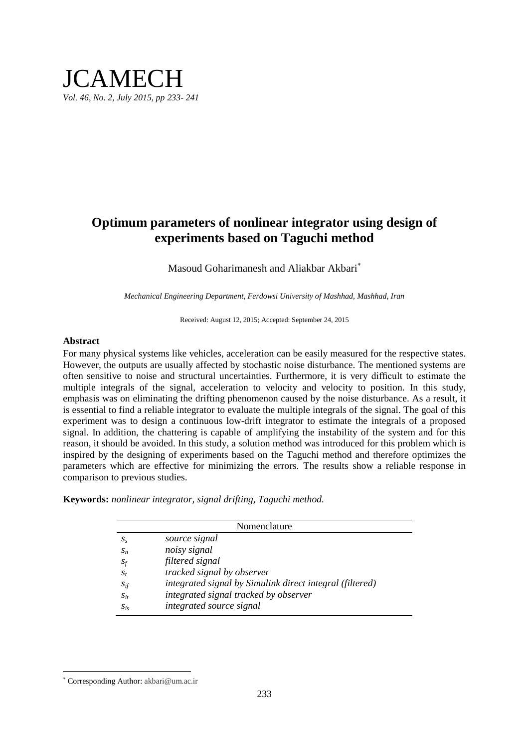# Optimum parameters of nonlinear integrator using design of experiments based on Taguchi method

Masoud Goharimanesh and Aliakbar Akbari*

*Mechanical Engineering Department, Ferdowsi University of Mashhad, Mashhad, Iran*

Received: August 12, 2015; Accepted: September 24, 2015

### Abstract

For many physical systems like vehicles, acceleration can be easily measured for the respective states. However, the outputs are usually affected by stochastic noise disturbance. The mentioned systems are often sensitive to noise and structural uncertainties. Furthermore, it is very difficult to estimate the multiple integrals of the signal, acceleration to velocity and velocity to position. In this study, emphasis was on eliminating the drifting phenomenon caused by the noise disturbance. As a result, it is essential to find a reliable integrator to evaluate the multiple integrals of the signal. The goal of this experiment was to design a continuous low-drift integrator to estimate the integrals of a proposed signal. In addition, the chattering is capable of amplifying the instability of the system and for this reason, it should be avoided. In this study, a solution method was introduced for this problem which is inspired by the designing of experiments based on the Taguchi method and therefore optimizes the parameters which are effective for minimizing the errors. The results show a reliable response in comparison to previous studies.

**Keywords:** *nonlinear integrator, signal drifting, Taguchi method.*

| Nomenclature | |
|---|---|
| $s_s$ | *source signal* |
| $s_n$ | *noisy signal* |
| $s_f$ | *filtered signal* |
| $s_t$ | *tracked signal by observer* |
| $s_{if}$ | *integrated signal by Simulink direct integral (filtered)* |
| $s_{it}$ | *integrated signal tracked by observer* |
| $s_{is}$ | *integrated source signal* |

* Corresponding Author: akbari@um.ac.ir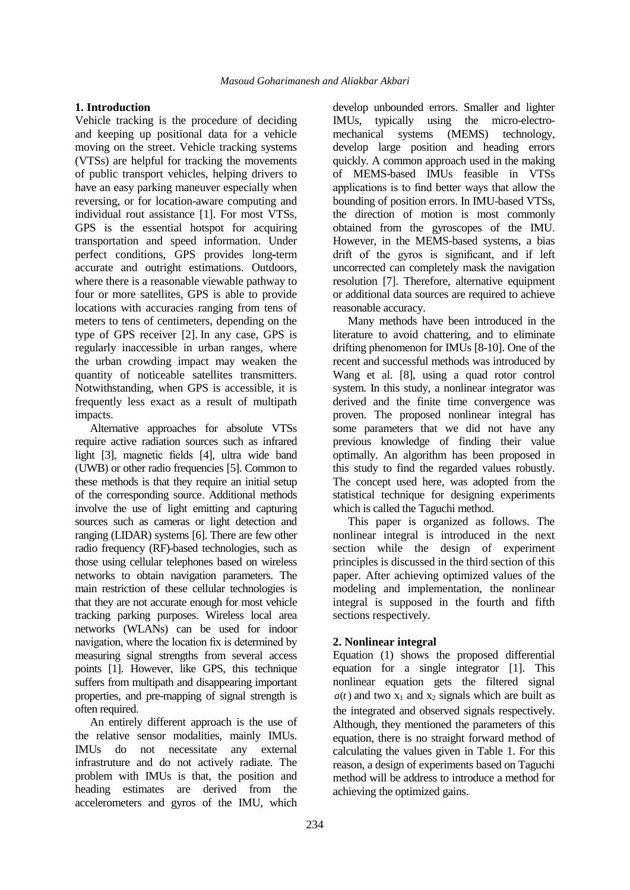## 1. Introduction

Vehicle tracking is the procedure of deciding and keeping up positional data for a vehicle moving on the street. Vehicle tracking systems (VTSs) are helpful for tracking the movements of public transport vehicles, helping drivers to have an easy parking maneuver especially when reversing, or for location-aware computing and individual rout assistance [1]. For most VTSs, GPS is the essential hotspot for acquiring transportation and speed information. Under perfect conditions, GPS provides long-term accurate and outright estimations. Outdoors, where there is a reasonable viewable pathway to four or more satellites, GPS is able to provide locations with accuracies ranging from tens of meters to tens of centimeters, depending on the type of GPS receiver [2]. In any case, GPS is regularly inaccessible in urban ranges, where the urban crowding impact may weaken the quantity of noticeable satellites transmitters. Notwithstanding, when GPS is accessible, it is frequently less exact as a result of multipath impacts.

Alternative approaches for absolute VTSs require active radiation sources such as infrared light [3], magnetic fields [4], ultra wide band (UWB) or other radio frequencies [5]. Common to these methods is that they require an initial setup of the corresponding source. Additional methods involve the use of light emitting and capturing sources such as cameras or light detection and ranging (LIDAR) systems [6]. There are few other radio frequency (RF)-based technologies, such as those using cellular telephones based on wireless networks to obtain navigation parameters. The main restriction of these cellular technologies is that they are not accurate enough for most vehicle tracking parking purposes. Wireless local area networks (WLANs) can be used for indoor navigation, where the location fix is determined by measuring signal strengths from several access points [1]. However, like GPS, this technique suffers from multipath and disappearing important properties, and pre-mapping of signal strength is often required.

An entirely different approach is the use of the relative sensor modalities, mainly IMUs. IMUs do not necessitate any external infrastruture and do not actively radiate. The problem with IMUs is that, the position and heading estimates are derived from the accelerometers and gyros of the IMU, which develop unbounded errors. Smaller and lighter IMUs, typically using the micro-electro-mechanical systems (MEMS) technology, develop large position and heading errors quickly. A common approach used in the making of MEMS-based IMUs feasible in VTSs applications is to find better ways that allow the bounding of position errors. In IMU-based VTSs, the direction of motion is most commonly obtained from the gyroscopes of the IMU. However, in the MEMS-based systems, a bias drift of the gyros is significant, and if left uncorrected can completely mask the navigation resolution [7]. Therefore, alternative equipment or additional data sources are required to achieve reasonable accuracy.

Many methods have been introduced in the literature to avoid chattering, and to eliminate drifting phenomenon for IMUs [8-10]. One of the recent and successful methods was introduced by Wang et al. [8], using a quad rotor control system. In this study, a nonlinear integrator was derived and the finite time convergence was proven. The proposed nonlinear integral has some parameters that we did not have any previous knowledge of finding their value optimally. An algorithm has been proposed in this study to find the regarded values robustly. The concept used here, was adopted from the statistical technique for designing experiments which is called the Taguchi method.

This paper is organized as follows. The nonlinear integral is introduced in the next section while the design of experiment principles is discussed in the third section of this paper. After achieving optimized values of the modeling and implementation, the nonlinear integral is supposed in the fourth and fifth sections respectively.

## 2. Nonlinear integral

Equation (1) shows the proposed differential equation for a single integrator [1]. This nonlinear equation gets the filtered signal $a(t)$ and two $x_1$ and $x_2$ signals which are built as the integrated and observed signals respectively. Although, they mentioned the parameters of this equation, there is no straight forward method of calculating the values given in Table 1. For this reason, a design of experiments based on Taguchi method will be address to introduce a method for achieving the optimized gains.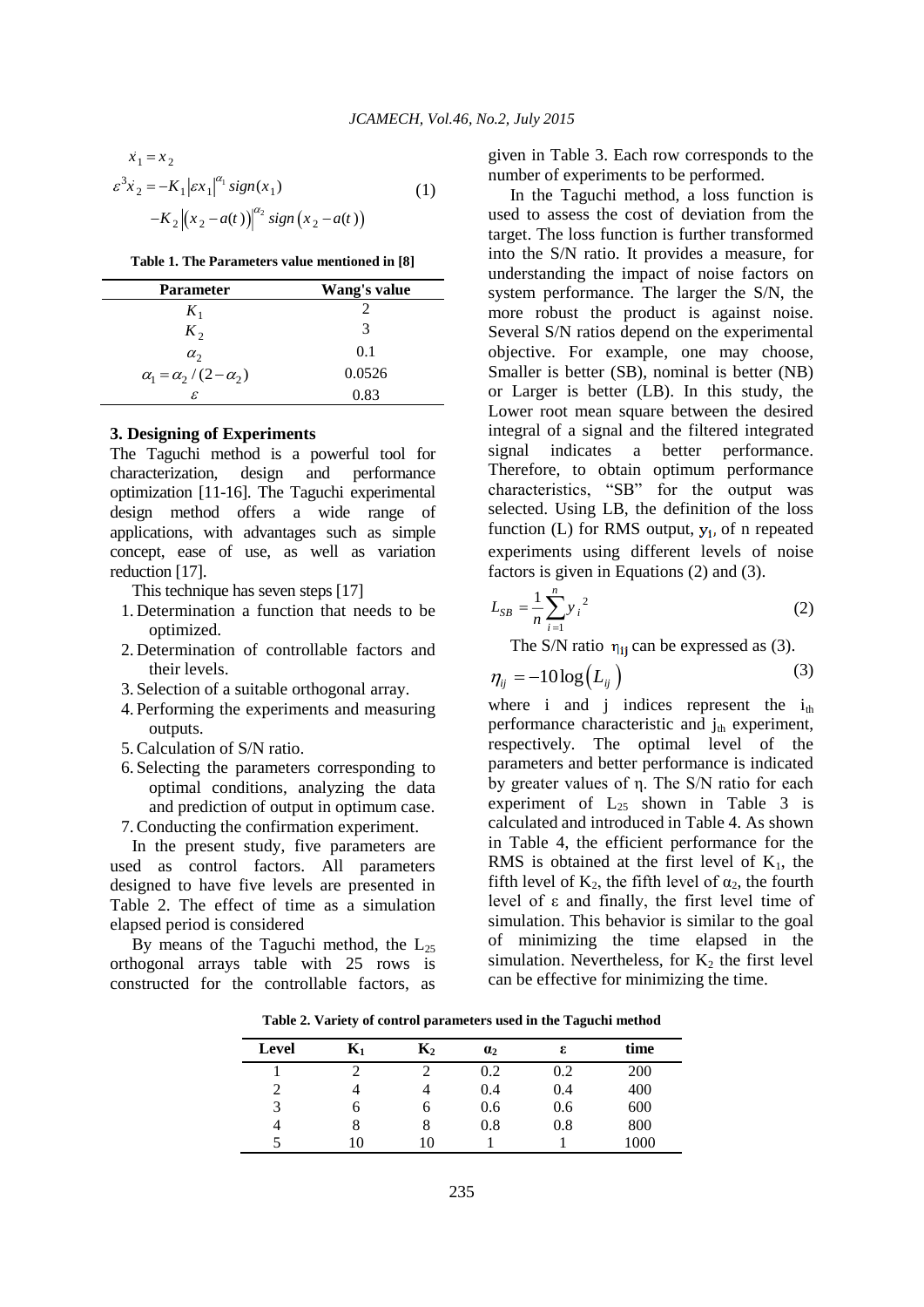$$\dot{x}_1 = x_2$$
$$\varepsilon^3 \dot{x}_2 = -K_1 \left|\varepsilon x_1\right|^{\alpha_1} sign(x_1) - K_2 \left|(x_2 - a(t))\right|^{\alpha_2} sign\left(x_2 - a(t)\right) \quad (1)$$

**Table 1. The Parameters value mentioned in [8]**

| Parameter | Wang's value |
|---|---|
| $K_1$ | 2 |
| $K_2$ | 3 |
| $\alpha_2$ | 0.1 |
| $\alpha_1 = \alpha_2 / (2 - \alpha_2)$ | 0.0526 |
| $\varepsilon$ | 0.83 |

### 3. Designing of Experiments

The Taguchi method is a powerful tool for characterization, design and performance optimization [11-16]. The Taguchi experimental design method offers a wide range of applications, with advantages such as simple concept, ease of use, as well as variation reduction [17].

This technique has seven steps [17]

1. Determination a function that needs to be optimized.
2. Determination of controllable factors and their levels.
3. Selection of a suitable orthogonal array.
4. Performing the experiments and measuring outputs.
5. Calculation of S/N ratio.
6. Selecting the parameters corresponding to optimal conditions, analyzing the data and prediction of output in optimum case.
7. Conducting the confirmation experiment.

In the present study, five parameters are used as control factors. All parameters designed to have five levels are presented in Table 2. The effect of time as a simulation elapsed period is considered

By means of the Taguchi method, the $L_{25}$ orthogonal arrays table with 25 rows is constructed for the controllable factors, as given in Table 3. Each row corresponds to the number of experiments to be performed.

In the Taguchi method, a loss function is used to assess the cost of deviation from the target. The loss function is further transformed into the S/N ratio. It provides a measure, for understanding the impact of noise factors on system performance. The larger the S/N, the more robust the product is against noise. Several S/N ratios depend on the experimental objective. For example, one may choose, Smaller is better (SB), nominal is better (NB) or Larger is better (LB). In this study, the Lower root mean square between the desired integral of a signal and the filtered integrated signal indicates a better performance. Therefore, to obtain optimum performance characteristics, "SB" for the output was selected. Using LB, the definition of the loss function (L) for RMS output, $y_i$, of n repeated experiments using different levels of noise factors is given in Equations (2) and (3).

$$L_{SB} = \frac{1}{n}\sum_{i=1}^{n} {y_i}^2 \quad (2)$$

The S/N ratio $\eta_{ij}$ can be expressed as (3).

$$\eta_{ij} = -10\log\left(L_{ij}\right) \quad (3)$$

where i and j indices represent the $i_{th}$ performance characteristic and $j_{th}$ experiment, respectively. The optimal level of the parameters and better performance is indicated by greater values of η. The S/N ratio for each experiment of $L_{25}$ shown in Table 3 is calculated and introduced in Table 4. As shown in Table 4, the efficient performance for the RMS is obtained at the first level of $K_1$, the fifth level of $K_2$, the fifth level of $\alpha_2$, the fourth level of ε and finally, the first level time of simulation. This behavior is similar to the goal of minimizing the time elapsed in the simulation. Nevertheless, for $K_2$ the first level can be effective for minimizing the time.

**Table 2. Variety of control parameters used in the Taguchi method**

| Level | $K_1$ | $K_2$ | $\alpha_2$ | ε | time |
|---|---|---|---|---|---|
| 1 | 2 | 2 | 0.2 | 0.2 | 200 |
| 2 | 4 | 4 | 0.4 | 0.4 | 400 |
| 3 | 6 | 6 | 0.6 | 0.6 | 600 |
| 4 | 8 | 8 | 0.8 | 0.8 | 800 |
| 5 | 10 | 10 | 1 | 1 | 1000 |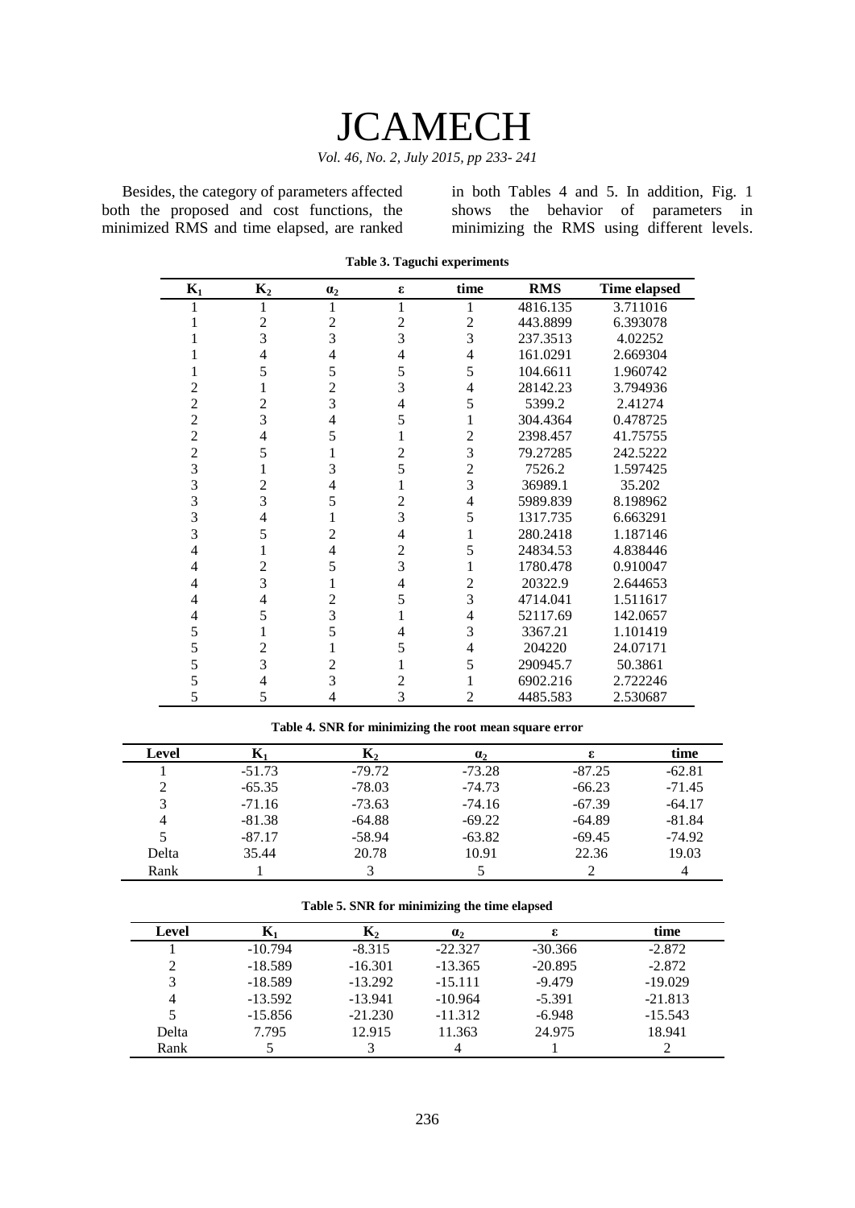Besides, the category of parameters affected both the proposed and cost functions, the minimized RMS and time elapsed, are ranked in both Tables 4 and 5. In addition, Fig. 1 shows the behavior of parameters in minimizing the RMS using different levels.

**Table 3. Taguchi experiments**

| $K_1$ | $K_2$ | $\alpha_2$ | $\varepsilon$ | time | RMS | Time elapsed |
|---|---|---|---|---|---|---|
| 1 | 1 | 1 | 1 | 1 | 4816.135 | 3.711016 |
| 1 | 2 | 2 | 2 | 2 | 443.8899 | 6.393078 |
| 1 | 3 | 3 | 3 | 3 | 237.3513 | 4.02252 |
| 1 | 4 | 4 | 4 | 4 | 161.0291 | 2.669304 |
| 1 | 5 | 5 | 5 | 5 | 104.6611 | 1.960742 |
| 2 | 1 | 2 | 3 | 4 | 28142.23 | 3.794936 |
| 2 | 2 | 3 | 4 | 5 | 5399.2 | 2.41274 |
| 2 | 3 | 4 | 5 | 1 | 304.4364 | 0.478725 |
| 2 | 4 | 5 | 1 | 2 | 2398.457 | 41.75755 |
| 2 | 5 | 1 | 2 | 3 | 79.27285 | 242.5222 |
| 3 | 1 | 3 | 5 | 2 | 7526.2 | 1.597425 |
| 3 | 2 | 4 | 1 | 3 | 36989.1 | 35.202 |
| 3 | 3 | 5 | 2 | 4 | 5989.839 | 8.198962 |
| 3 | 4 | 1 | 3 | 5 | 1317.735 | 6.663291 |
| 3 | 5 | 2 | 4 | 1 | 280.2418 | 1.187146 |
| 4 | 1 | 4 | 2 | 5 | 24834.53 | 4.838446 |
| 4 | 2 | 5 | 3 | 1 | 1780.478 | 0.910047 |
| 4 | 3 | 1 | 4 | 2 | 20322.9 | 2.644653 |
| 4 | 4 | 2 | 5 | 3 | 4714.041 | 1.511617 |
| 4 | 5 | 3 | 1 | 4 | 52117.69 | 142.0657 |
| 5 | 1 | 5 | 4 | 3 | 3367.21 | 1.101419 |
| 5 | 2 | 1 | 5 | 4 | 204220 | 24.07171 |
| 5 | 3 | 2 | 1 | 5 | 290945.7 | 50.3861 |
| 5 | 4 | 3 | 2 | 1 | 6902.216 | 2.722246 |
| 5 | 5 | 4 | 3 | 2 | 4485.583 | 2.530687 |

**Table 4. SNR for minimizing the root mean square error**

| Level | $K_1$ | $K_2$ | $\alpha_2$ | $\varepsilon$ | time |
|---|---|---|---|---|---|
| 1 | -51.73 | -79.72 | -73.28 | -87.25 | -62.81 |
| 2 | -65.35 | -78.03 | -74.73 | -66.23 | -71.45 |
| 3 | -71.16 | -73.63 | -74.16 | -67.39 | -64.17 |
| 4 | -81.38 | -64.88 | -69.22 | -64.89 | -81.84 |
| 5 | -87.17 | -58.94 | -63.82 | -69.45 | -74.92 |
| Delta | 35.44 | 20.78 | 10.91 | 22.36 | 19.03 |
| Rank | 1 | 3 | 5 | 2 | 4 |

**Table 5. SNR for minimizing the time elapsed**

| Level | $K_1$ | $K_2$ | $\alpha_2$ | $\varepsilon$ | time |
|---|---|---|---|---|---|
| 1 | -10.794 | -8.315 | -22.327 | -30.366 | -2.872 |
| 2 | -18.589 | -16.301 | -13.365 | -20.895 | -2.872 |
| 3 | -18.589 | -13.292 | -15.111 | -9.479 | -19.029 |
| 4 | -13.592 | -13.941 | -10.964 | -5.391 | -21.813 |
| 5 | -15.856 | -21.230 | -11.312 | -6.948 | -15.543 |
| Delta | 7.795 | 12.915 | 11.363 | 24.975 | 18.941 |
| Rank | 5 | 3 | 4 | 1 | 2 |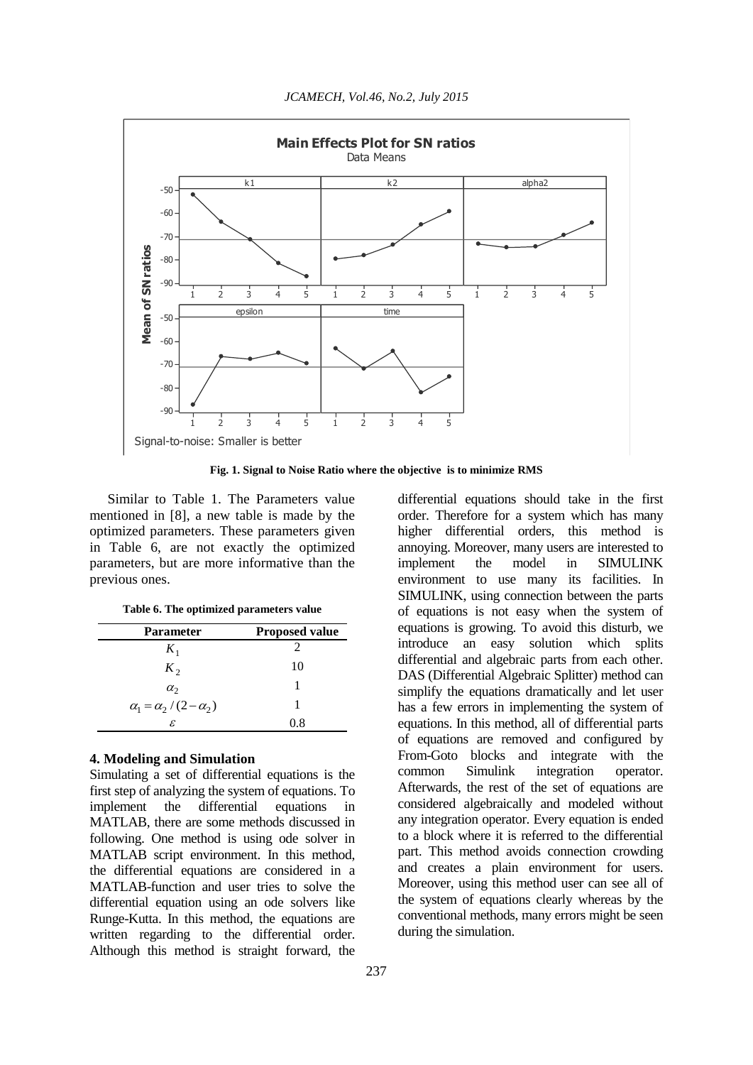Fig. 1. Signal to Noise Ratio where the objective is to minimize RMS

Similar to Table 1. The Parameters value mentioned in [8], a new table is made by the optimized parameters. These parameters given in Table 6, are not exactly the optimized parameters, but are more informative than the previous ones.

**Table 6. The optimized parameters value**

| Parameter | Proposed value |
|---|---|
| $K_1$ | 2 |
| $K_2$ | 10 |
| $\alpha_2$ | 1 |
| $\alpha_1 = \alpha_2 / (2 - \alpha_2)$ | 1 |
| $\varepsilon$ | 0.8 |

### 4. Modeling and Simulation

Simulating a set of differential equations is the first step of analyzing the system of equations. To implement the differential equations in MATLAB, there are some methods discussed in following. One method is using ode solver in MATLAB script environment. In this method, the differential equations are considered in a MATLAB-function and user tries to solve the differential equation using an ode solvers like Runge-Kutta. In this method, the equations are written regarding to the differential order. Although this method is straight forward, the differential equations should take in the first order. Therefore for a system which has many higher differential orders, this method is annoying. Moreover, many users are interested to implement the model in SIMULINK environment to use many its facilities. In SIMULINK, using connection between the parts of equations is not easy when the system of equations is growing. To avoid this disturb, we introduce an easy solution which splits differential and algebraic parts from each other. DAS (Differential Algebraic Splitter) method can simplify the equations dramatically and let user has a few errors in implementing the system of equations. In this method, all of differential parts of equations are removed and configured by From-Goto blocks and integrate with the common Simulink integration operator. Afterwards, the rest of the set of equations are considered algebraically and modeled without any integration operator. Every equation is ended to a block where it is referred to the differential part. This method avoids connection crowding and creates a plain environment for users. Moreover, using this method user can see all of the system of equations clearly whereas by the conventional methods, many errors might be seen during the simulation.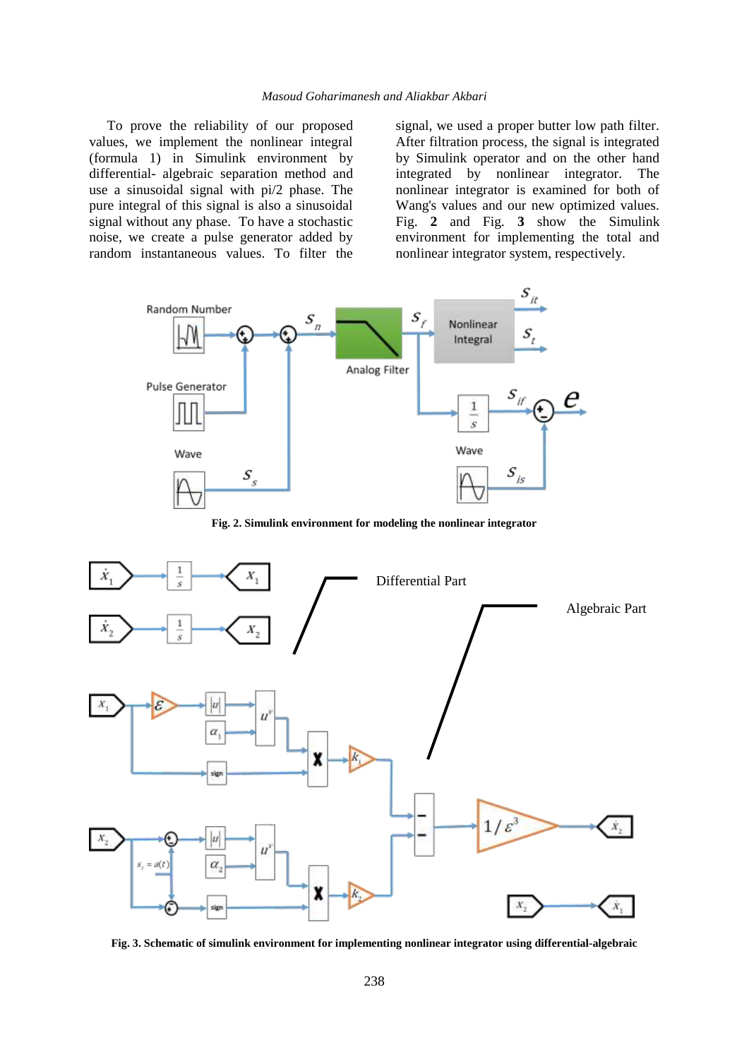To prove the reliability of our proposed values, we implement the nonlinear integral (formula 1) in Simulink environment by differential- algebraic separation method and use a sinusoidal signal with pi/2 phase. The pure integral of this signal is also a sinusoidal signal without any phase. To have a stochastic noise, we create a pulse generator added by random instantaneous values. To filter the signal, we used a proper butter low path filter. After filtration process, the signal is integrated by Simulink operator and on the other hand integrated by nonlinear integrator. The nonlinear integrator is examined for both of Wang's values and our new optimized values. Fig. **2** and Fig. **3** show the Simulink environment for implementing the total and nonlinear integrator system, respectively.

**Fig. 2. Simulink environment for modeling the nonlinear integrator**

**Fig. 3. Schematic of simulink environment for implementing nonlinear integrator using differential-algebraic**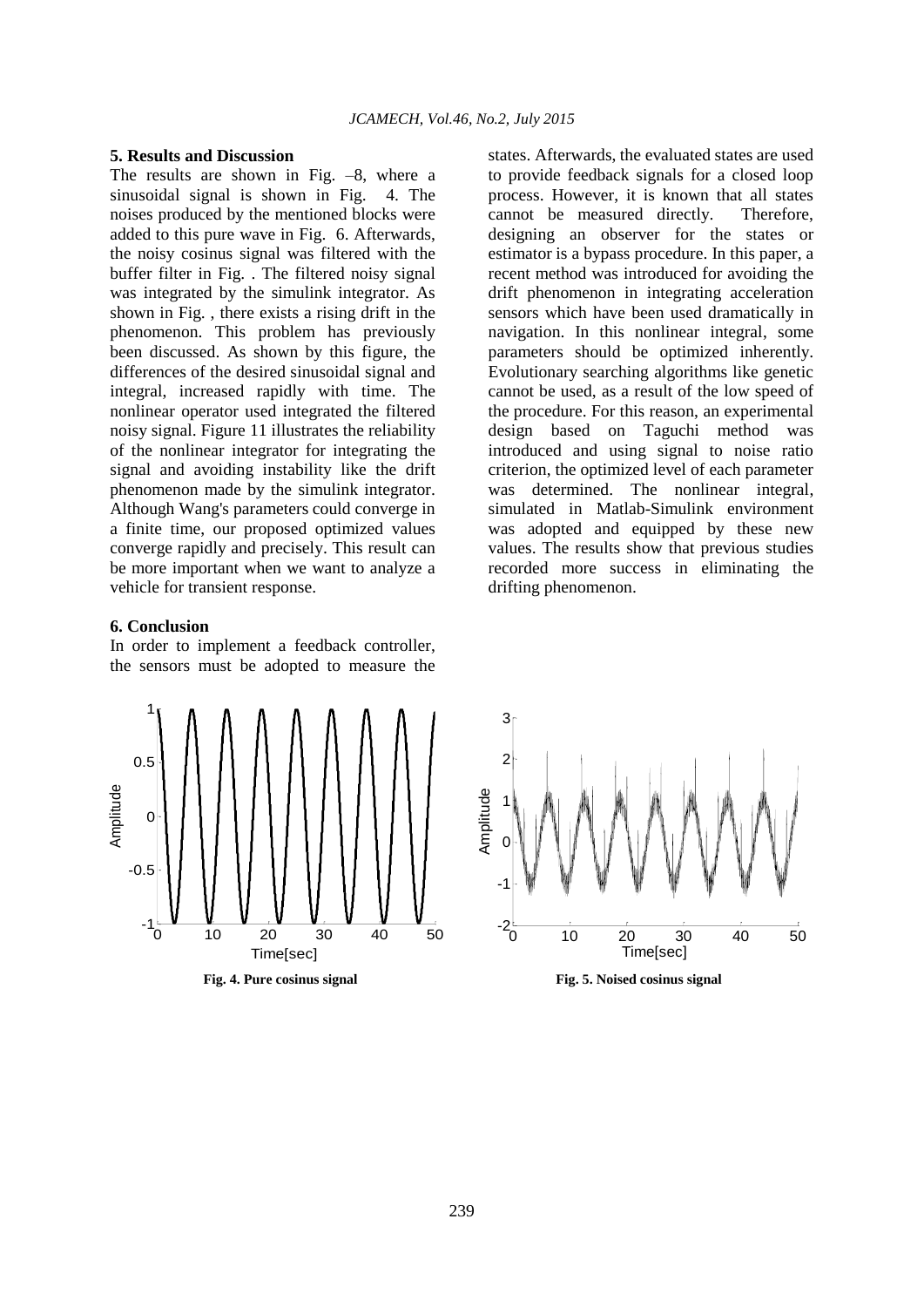## 5. Results and Discussion

The results are shown in Fig. –8, where a sinusoidal signal is shown in Fig. 4. The noises produced by the mentioned blocks were added to this pure wave in Fig. 6. Afterwards, the noisy cosinus signal was filtered with the buffer filter in Fig. . The filtered noisy signal was integrated by the simulink integrator. As shown in Fig. , there exists a rising drift in the phenomenon. This problem has previously been discussed. As shown by this figure, the differences of the desired sinusoidal signal and integral, increased rapidly with time. The nonlinear operator used integrated the filtered noisy signal. Figure 11 illustrates the reliability of the nonlinear integrator for integrating the signal and avoiding instability like the drift phenomenon made by the simulink integrator. Although Wang's parameters could converge in a finite time, our proposed optimized values converge rapidly and precisely. This result can be more important when we want to analyze a vehicle for transient response.

## 6. Conclusion

In order to implement a feedback controller, the sensors must be adopted to measure the states. Afterwards, the evaluated states are used to provide feedback signals for a closed loop process. However, it is known that all states cannot be measured directly. Therefore, designing an observer for the states or estimator is a bypass procedure. In this paper, a recent method was introduced for avoiding the drift phenomenon in integrating acceleration sensors which have been used dramatically in navigation. In this nonlinear integral, some parameters should be optimized inherently. Evolutionary searching algorithms like genetic cannot be used, as a result of the low speed of the procedure. For this reason, an experimental design based on Taguchi method was introduced and using signal to noise ratio criterion, the optimized level of each parameter was determined. The nonlinear integral, simulated in Matlab-Simulink environment was adopted and equipped by these new values. The results show that previous studies recorded more success in eliminating the drifting phenomenon.

**Fig. 4. Pure cosinus signal**

**Fig. 5. Noised cosinus signal**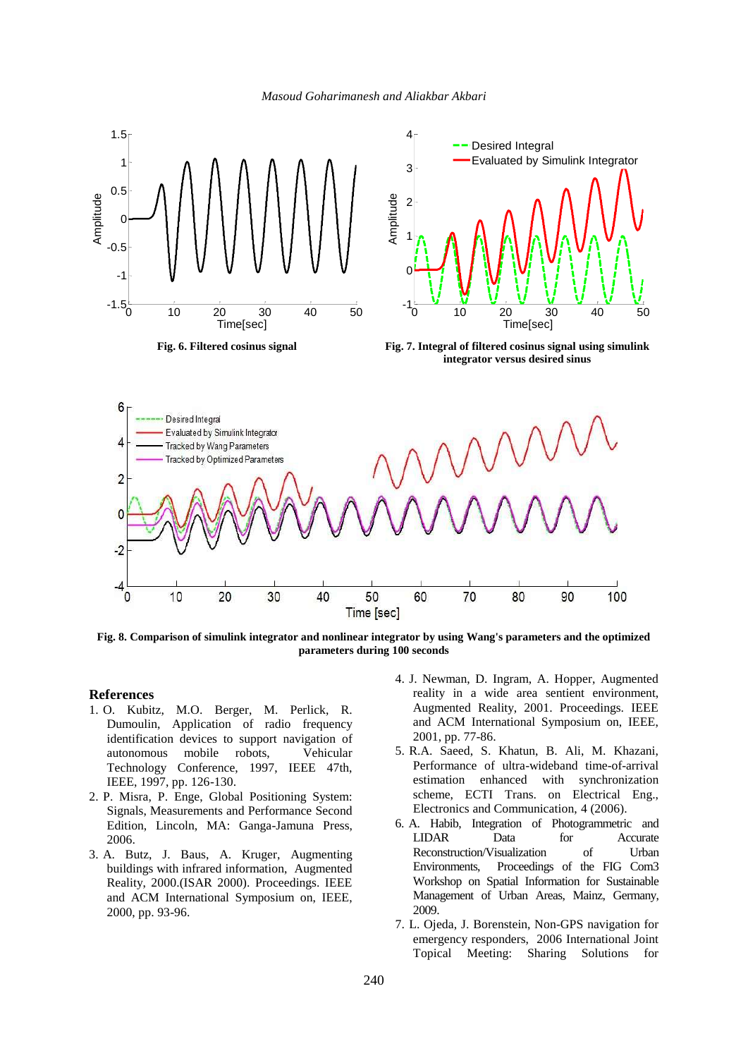Fig. 6. Filtered cosinus signal

Fig. 7. Integral of filtered cosinus signal using simulink integrator versus desired sinus

Fig. 8. Comparison of simulink integrator and nonlinear integrator by using Wang's parameters and the optimized parameters during 100 seconds

## References

1. O. Kubitz, M.O. Berger, M. Perlick, R. Dumoulin, Application of radio frequency identification devices to support navigation of autonomous mobile robots, Vehicular Technology Conference, 1997, IEEE 47th, IEEE, 1997, pp. 126-130.
2. P. Misra, P. Enge, Global Positioning System: Signals, Measurements and Performance Second Edition, Lincoln, MA: Ganga-Jamuna Press, 2006.
3. A. Butz, J. Baus, A. Kruger, Augmenting buildings with infrared information, Augmented Reality, 2000.(ISAR 2000). Proceedings. IEEE and ACM International Symposium on, IEEE, 2000, pp. 93-96.
4. J. Newman, D. Ingram, A. Hopper, Augmented reality in a wide area sentient environment, Augmented Reality, 2001. Proceedings. IEEE and ACM International Symposium on, IEEE, 2001, pp. 77-86.
5. R.A. Saeed, S. Khatun, B. Ali, M. Khazani, Performance of ultra-wideband time-of-arrival estimation enhanced with synchronization scheme, ECTI Trans. on Electrical Eng., Electronics and Communication, 4 (2006).
6. A. Habib, Integration of Photogrammetric and LIDAR Data for Accurate Reconstruction/Visualization of Urban Environments, Proceedings of the FIG Com3 Workshop on Spatial Information for Sustainable Management of Urban Areas, Mainz, Germany, 2009.
7. L. Ojeda, J. Borenstein, Non-GPS navigation for emergency responders, 2006 International Joint Topical Meeting: Sharing Solutions for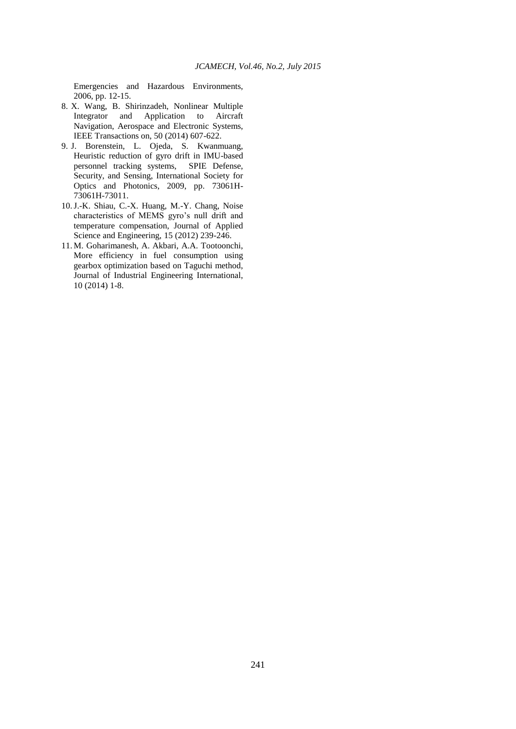Emergencies and Hazardous Environments, 2006, pp. 12-15.

8. X. Wang, B. Shirinzadeh, Nonlinear Multiple Integrator and Application to Aircraft Navigation, Aerospace and Electronic Systems, IEEE Transactions on, 50 (2014) 607-622.
9. J. Borenstein, L. Ojeda, S. Kwanmuang, Heuristic reduction of gyro drift in IMU-based personnel tracking systems, SPIE Defense, Security, and Sensing, International Society for Optics and Photonics, 2009, pp. 73061H-73061H-73011.
10. J.-K. Shiau, C.-X. Huang, M.-Y. Chang, Noise characteristics of MEMS gyro's null drift and temperature compensation, Journal of Applied Science and Engineering, 15 (2012) 239-246.
11. M. Goharimanesh, A. Akbari, A.A. Tootoonchi, More efficiency in fuel consumption using gearbox optimization based on Taguchi method, Journal of Industrial Engineering International, 10 (2014) 1-8.